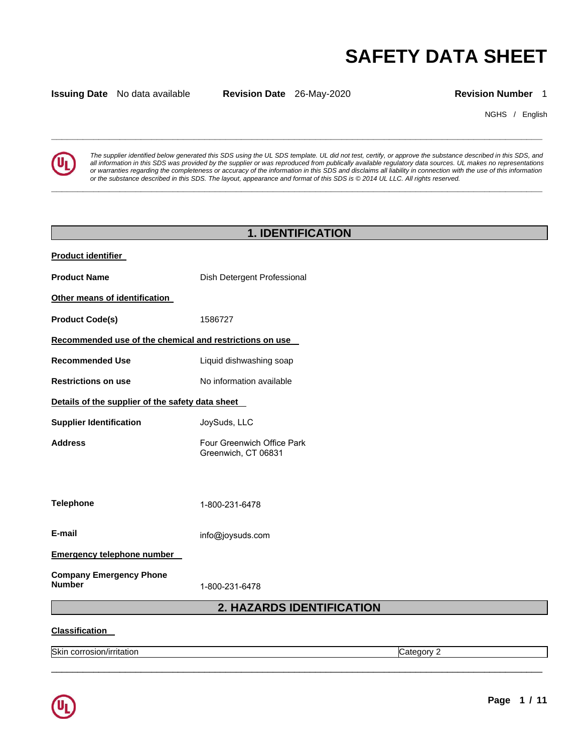# SAFETY DATA SHEET

**Issuing Date** No data available **Revision Date** 26-May-2020 **Revision Number** 1

NGHS / English

*The supplier identified below generated this SDS using the UL SDS template. UL did not test, certify, or approve the substance described in this SDS, and all information in this SDS was provided by the supplier or was reproduced from publically available regulatory data sources. UL makes no representations or warranties regarding the completeness or accuracy of the information in this SDS and disclaims all liability in connection with the use of this information or the substance described in this SDS. The layout, appearance and format of this SDS is © 2014 UL LLC. All rights reserved.*

## 1. IDENTIFICATION

**Product identifier**

**Product Name** Dish Detergent Professional

**Other means of identification**

**Product Code(s)** 1586727

**Recommended use of the chemical and restrictions on use**

**Recommended Use** Liquid dishwashing soap

**Restrictions on use** No information available

**Details of the supplier of the safety data sheet**

**Supplier Identification** JoySuds, LLC

**Address** Four Greenwich Office Park
Greenwich, CT 06831

**Telephone** 1-800-231-6478

**E-mail** info@joysuds.com

**Emergency telephone number**

**Company Emergency Phone Number** 1-800-231-6478

## 2. HAZARDS IDENTIFICATION

**Classification**

| Skin corrosion/irritation | Category 2 |
|---|---|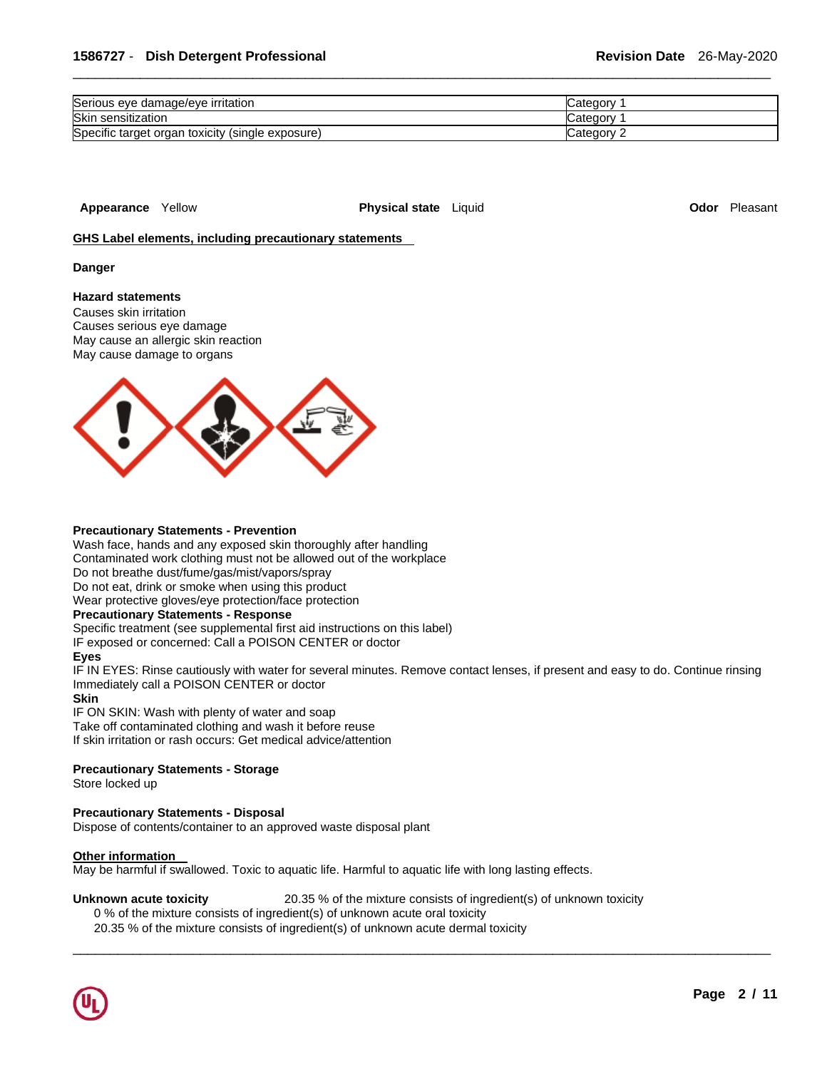| Serious eye damage/eye irritation | Category 1 |
|---|---|
| Skin sensitization | Category 1 |
| Specific target organ toxicity (single exposure) | Category 2 |

**Appearance** Yellow **Physical state** Liquid **Odor** Pleasant

## GHS Label elements, including precautionary statements

**Danger**

**Hazard statements**
Causes skin irritation
Causes serious eye damage
May cause an allergic skin reaction
May cause damage to organs

**Precautionary Statements - Prevention**
Wash face, hands and any exposed skin thoroughly after handling
Contaminated work clothing must not be allowed out of the workplace
Do not breathe dust/fume/gas/mist/vapors/spray
Do not eat, drink or smoke when using this product
Wear protective gloves/eye protection/face protection

**Precautionary Statements - Response**
Specific treatment (see supplemental first aid instructions on this label)
IF exposed or concerned: Call a POISON CENTER or doctor

**Eyes**
IF IN EYES: Rinse cautiously with water for several minutes. Remove contact lenses, if present and easy to do. Continue rinsing
Immediately call a POISON CENTER or doctor

**Skin**
IF ON SKIN: Wash with plenty of water and soap
Take off contaminated clothing and wash it before reuse
If skin irritation or rash occurs: Get medical advice/attention

**Precautionary Statements - Storage**
Store locked up

**Precautionary Statements - Disposal**
Dispose of contents/container to an approved waste disposal plant

## Other information

May be harmful if swallowed. Toxic to aquatic life. Harmful to aquatic life with long lasting effects.

**Unknown acute toxicity** 20.35 % of the mixture consists of ingredient(s) of unknown toxicity
0 % of the mixture consists of ingredient(s) of unknown acute oral toxicity
20.35 % of the mixture consists of ingredient(s) of unknown acute dermal toxicity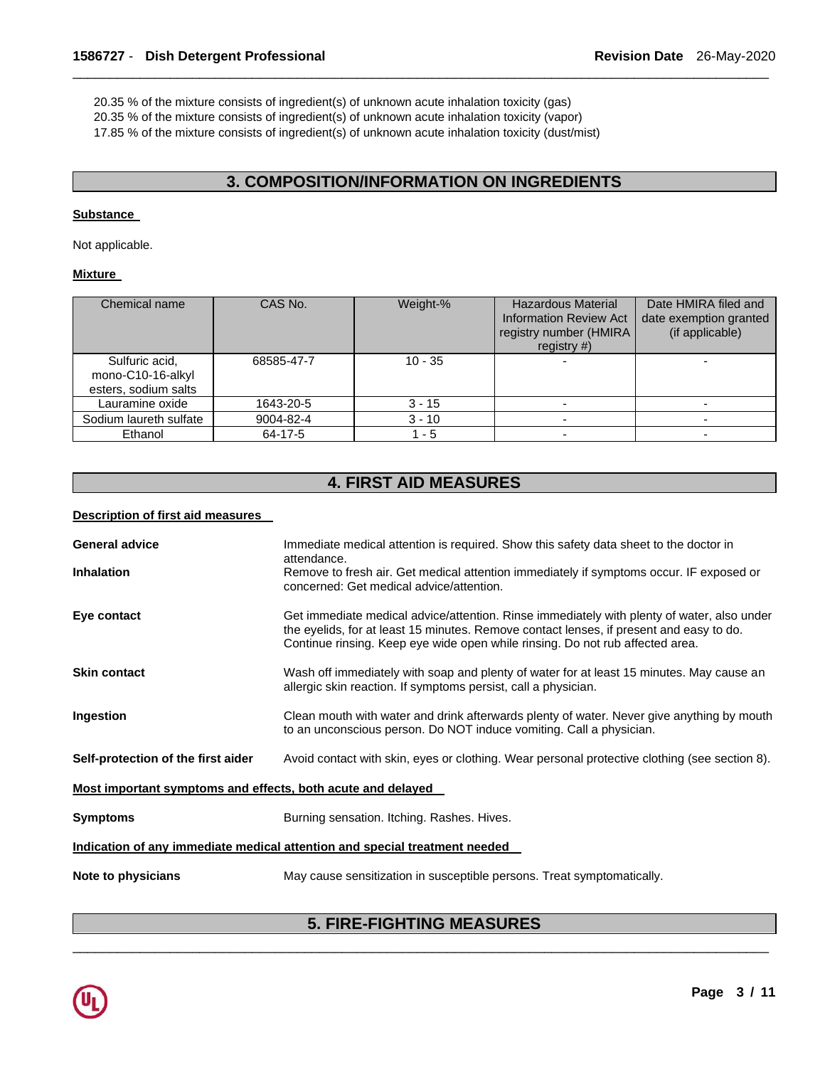20.35 % of the mixture consists of ingredient(s) of unknown acute inhalation toxicity (gas)
20.35 % of the mixture consists of ingredient(s) of unknown acute inhalation toxicity (vapor)
17.85 % of the mixture consists of ingredient(s) of unknown acute inhalation toxicity (dust/mist)

## 3. COMPOSITION/INFORMATION ON INGREDIENTS

**Substance**

Not applicable.

**Mixture**

| Chemical name | CAS No. | Weight-% | Hazardous Material Information Review Act registry number (HMIRA registry #) | Date HMIRA filed and date exemption granted (if applicable) |
|---|---|---|---|---|
| Sulfuric acid, mono-C10-16-alkyl esters, sodium salts | 68585-47-7 | 10 - 35 | - | - |
| Lauramine oxide | 1643-20-5 | 3 - 15 | - | - |
| Sodium laureth sulfate | 9004-82-4 | 3 - 10 | - | - |
| Ethanol | 64-17-5 | 1 - 5 | - | - |

## 4. FIRST AID MEASURES

**Description of first aid measures**

**General advice** Immediate medical attention is required. Show this safety data sheet to the doctor in attendance.

**Inhalation** Remove to fresh air. Get medical attention immediately if symptoms occur. IF exposed or concerned: Get medical advice/attention.

**Eye contact** Get immediate medical advice/attention. Rinse immediately with plenty of water, also under the eyelids, for at least 15 minutes. Remove contact lenses, if present and easy to do. Continue rinsing. Keep eye wide open while rinsing. Do not rub affected area.

**Skin contact** Wash off immediately with soap and plenty of water for at least 15 minutes. May cause an allergic skin reaction. If symptoms persist, call a physician.

**Ingestion** Clean mouth with water and drink afterwards plenty of water. Never give anything by mouth to an unconscious person. Do NOT induce vomiting. Call a physician.

**Self-protection of the first aider** Avoid contact with skin, eyes or clothing. Wear personal protective clothing (see section 8).

**Most important symptoms and effects, both acute and delayed**

**Symptoms** Burning sensation. Itching. Rashes. Hives.

**Indication of any immediate medical attention and special treatment needed**

**Note to physicians** May cause sensitization in susceptible persons. Treat symptomatically.

## 5. FIRE-FIGHTING MEASURES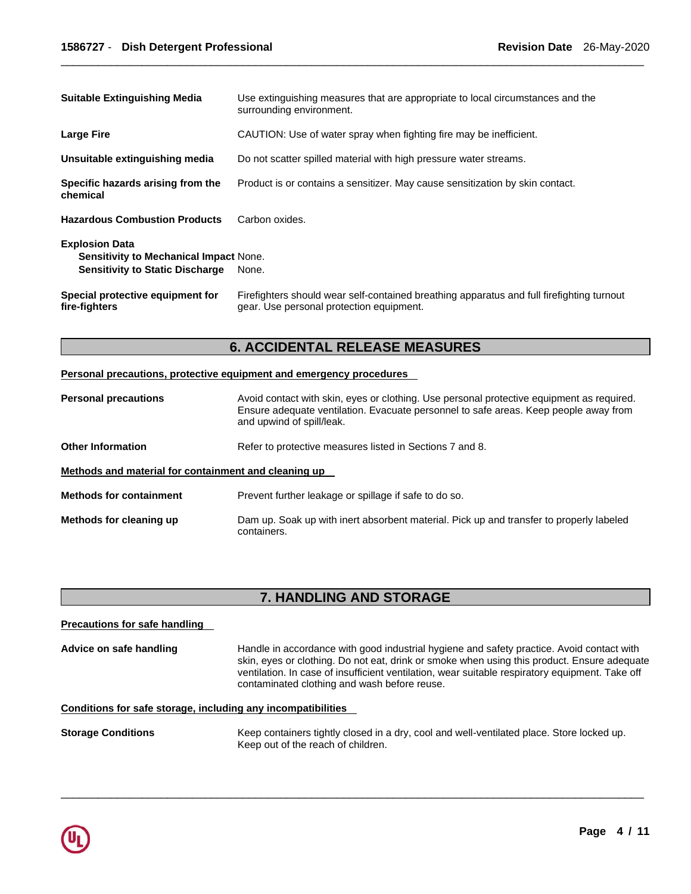**Suitable Extinguishing Media** Use extinguishing measures that are appropriate to local circumstances and the surrounding environment.

**Large Fire** CAUTION: Use of water spray when fighting fire may be inefficient.

**Unsuitable extinguishing media** Do not scatter spilled material with high pressure water streams.

**Specific hazards arising from the chemical** Product is or contains a sensitizer. May cause sensitization by skin contact.

**Hazardous Combustion Products** Carbon oxides.

**Explosion Data**
**Sensitivity to Mechanical Impact** None.
**Sensitivity to Static Discharge** None.

**Special protective equipment for fire-fighters** Firefighters should wear self-contained breathing apparatus and full firefighting turnout gear. Use personal protection equipment.

## 6. ACCIDENTAL RELEASE MEASURES

### Personal precautions, protective equipment and emergency procedures

**Personal precautions** Avoid contact with skin, eyes or clothing. Use personal protective equipment as required. Ensure adequate ventilation. Evacuate personnel to safe areas. Keep people away from and upwind of spill/leak.

**Other Information** Refer to protective measures listed in Sections 7 and 8.

### Methods and material for containment and cleaning up

**Methods for containment** Prevent further leakage or spillage if safe to do so.

**Methods for cleaning up** Dam up. Soak up with inert absorbent material. Pick up and transfer to properly labeled containers.

## 7. HANDLING AND STORAGE

### Precautions for safe handling

**Advice on safe handling** Handle in accordance with good industrial hygiene and safety practice. Avoid contact with skin, eyes or clothing. Do not eat, drink or smoke when using this product. Ensure adequate ventilation. In case of insufficient ventilation, wear suitable respiratory equipment. Take off contaminated clothing and wash before reuse.

### Conditions for safe storage, including any incompatibilities

**Storage Conditions** Keep containers tightly closed in a dry, cool and well-ventilated place. Store locked up. Keep out of the reach of children.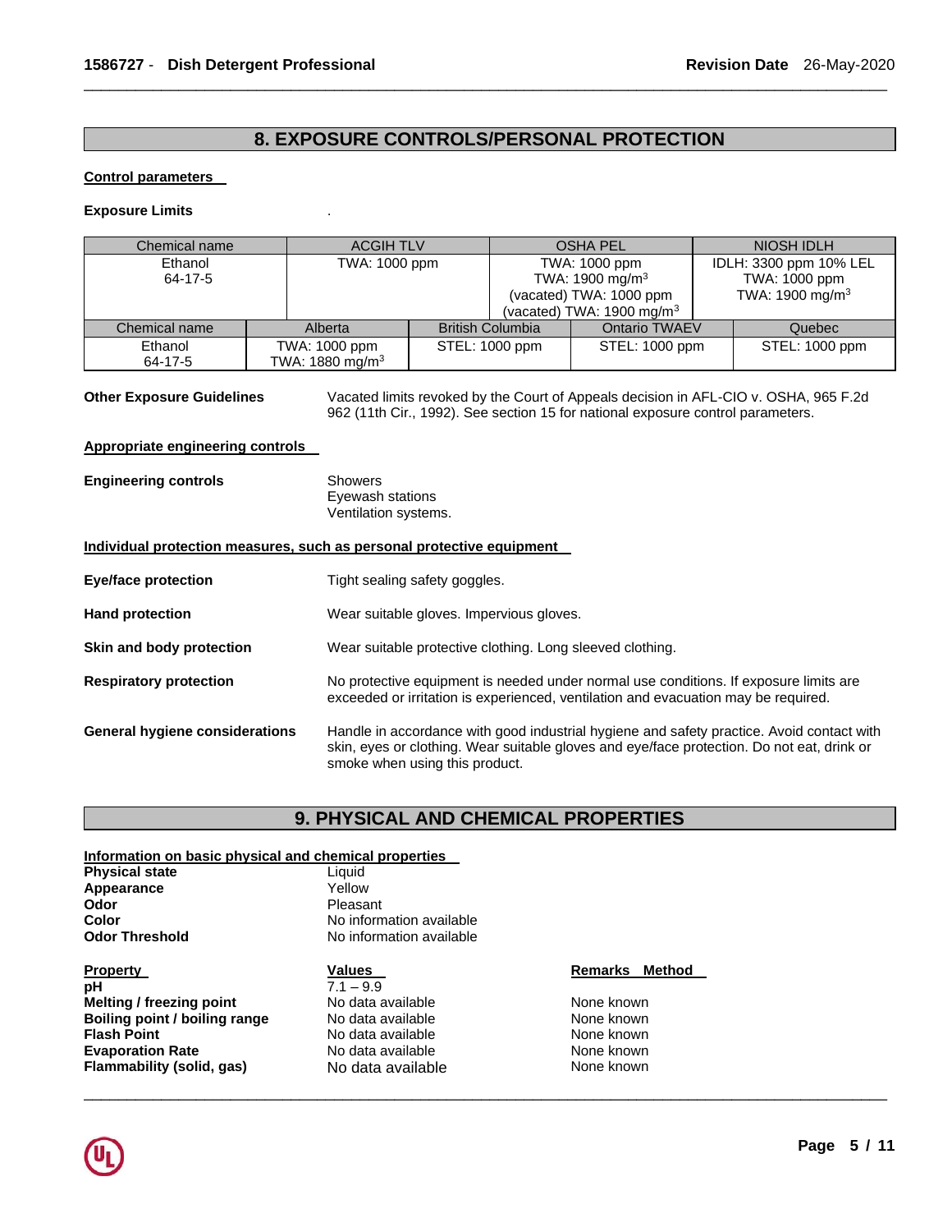## 8. EXPOSURE CONTROLS/PERSONAL PROTECTION

**Control parameters**

**Exposure Limits** .

| Chemical name | ACGIH TLV | OSHA PEL | NIOSH IDLH |
|---|---|---|---|
| Ethanol<br>64-17-5 | TWA: 1000 ppm | TWA: 1000 ppm<br>TWA: 1900 mg/m$^3$<br>(vacated) TWA: 1000 ppm<br>(vacated) TWA: 1900 mg/m$^3$ | IDLH: 3300 ppm 10% LEL<br>TWA: 1000 ppm<br>TWA: 1900 mg/m$^3$ |

| Chemical name | Alberta | British Columbia | Ontario TWAEV | Quebec |
|---|---|---|---|---|
| Ethanol<br>64-17-5 | TWA: 1000 ppm<br>TWA: 1880 mg/m$^3$ | STEL: 1000 ppm | STEL: 1000 ppm | STEL: 1000 ppm |

**Other Exposure Guidelines** Vacated limits revoked by the Court of Appeals decision in AFL-CIO v. OSHA, 965 F.2d 962 (11th Cir., 1992). See section 15 for national exposure control parameters.

**Appropriate engineering controls**

**Engineering controls** Showers
Eyewash stations
Ventilation systems.

**Individual protection measures, such as personal protective equipment**

**Eye/face protection** Tight sealing safety goggles.

**Hand protection** Wear suitable gloves. Impervious gloves.

**Skin and body protection** Wear suitable protective clothing. Long sleeved clothing.

**Respiratory protection** No protective equipment is needed under normal use conditions. If exposure limits are exceeded or irritation is experienced, ventilation and evacuation may be required.

**General hygiene considerations** Handle in accordance with good industrial hygiene and safety practice. Avoid contact with skin, eyes or clothing. Wear suitable gloves and eye/face protection. Do not eat, drink or smoke when using this product.

## 9. PHYSICAL AND CHEMICAL PROPERTIES

**Information on basic physical and chemical properties**

| | |
|---|---|
| **Physical state** | Liquid |
| **Appearance** | Yellow |
| **Odor** | Pleasant |
| **Color** | No information available |
| **Odor Threshold** | No information available |

| Property | Values | Remarks Method |
|---|---|---|
| **pH** | 7.1 – 9.9 | |
| **Melting / freezing point** | No data available | None known |
| **Boiling point / boiling range** | No data available | None known |
| **Flash Point** | No data available | None known |
| **Evaporation Rate** | No data available | None known |
| **Flammability (solid, gas)** | No data available | None known |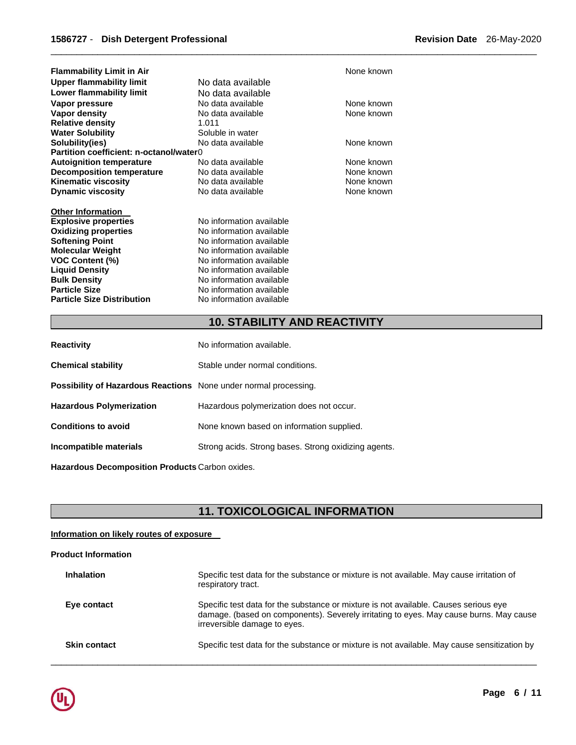| | | |
|---|---|---|
| **Flammability Limit in Air** | | None known |
| **Upper flammability limit** | No data available | |
| **Lower flammability limit** | No data available | |
| **Vapor pressure** | No data available | None known |
| **Vapor density** | No data available | None known |
| **Relative density** | 1.011 | |
| **Water Solubility** | Soluble in water | |
| **Solubility(ies)** | No data available | None known |
| **Partition coefficient: n-octanol/water** | 0 | |
| **Autoignition temperature** | No data available | None known |
| **Decomposition temperature** | No data available | None known |
| **Kinematic viscosity** | No data available | None known |
| **Dynamic viscosity** | No data available | None known |

**Other Information**

| | |
|---|---|
| **Explosive properties** | No information available |
| **Oxidizing properties** | No information available |
| **Softening Point** | No information available |
| **Molecular Weight** | No information available |
| **VOC Content (%)** | No information available |
| **Liquid Density** | No information available |
| **Bulk Density** | No information available |
| **Particle Size** | No information available |
| **Particle Size Distribution** | No information available |

## 10. STABILITY AND REACTIVITY

**Reactivity** No information available.

**Chemical stability** Stable under normal conditions.

**Possibility of Hazardous Reactions** None under normal processing.

**Hazardous Polymerization** Hazardous polymerization does not occur.

**Conditions to avoid** None known based on information supplied.

**Incompatible materials** Strong acids. Strong bases. Strong oxidizing agents.

**Hazardous Decomposition Products** Carbon oxides.

## 11. TOXICOLOGICAL INFORMATION

**Information on likely routes of exposure**

**Product Information**

**Inhalation** Specific test data for the substance or mixture is not available. May cause irritation of respiratory tract.

**Eye contact** Specific test data for the substance or mixture is not available. Causes serious eye damage. (based on components). Severely irritating to eyes. May cause burns. May cause irreversible damage to eyes.

**Skin contact** Specific test data for the substance or mixture is not available. May cause sensitization by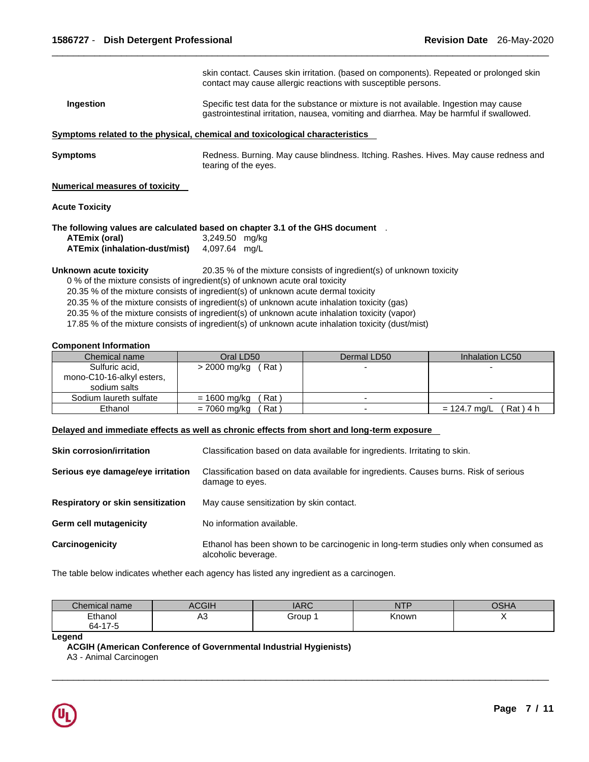skin contact. Causes skin irritation. (based on components). Repeated or prolonged skin contact may cause allergic reactions with susceptible persons.

**Ingestion** Specific test data for the substance or mixture is not available. Ingestion may cause gastrointestinal irritation, nausea, vomiting and diarrhea. May be harmful if swallowed.

**Symptoms related to the physical, chemical and toxicological characteristics**

**Symptoms** Redness. Burning. May cause blindness. Itching. Rashes. Hives. May cause redness and tearing of the eyes.

**Numerical measures of toxicity**

**Acute Toxicity**

**The following values are calculated based on chapter 3.1 of the GHS document** .

**ATEmix (oral)** 3,249.50 mg/kg
**ATEmix (inhalation-dust/mist)** 4,097.64 mg/L

**Unknown acute toxicity** 20.35 % of the mixture consists of ingredient(s) of unknown toxicity

0 % of the mixture consists of ingredient(s) of unknown acute oral toxicity
20.35 % of the mixture consists of ingredient(s) of unknown acute dermal toxicity
20.35 % of the mixture consists of ingredient(s) of unknown acute inhalation toxicity (gas)
20.35 % of the mixture consists of ingredient(s) of unknown acute inhalation toxicity (vapor)
17.85 % of the mixture consists of ingredient(s) of unknown acute inhalation toxicity (dust/mist)

**Component Information**

| Chemical name | Oral LD50 | Dermal LD50 | Inhalation LC50 |
|---|---|---|---|
| Sulfuric acid, mono-C10-16-alkyl esters, sodium salts | > 2000 mg/kg ( Rat ) | - | - |
| Sodium laureth sulfate | = 1600 mg/kg ( Rat ) | - | - |
| Ethanol | = 7060 mg/kg ( Rat ) | - | = 124.7 mg/L ( Rat ) 4 h |

**Delayed and immediate effects as well as chronic effects from short and long-term exposure**

**Skin corrosion/irritation** Classification based on data available for ingredients. Irritating to skin.

**Serious eye damage/eye irritation** Classification based on data available for ingredients. Causes burns. Risk of serious damage to eyes.

**Respiratory or skin sensitization** May cause sensitization by skin contact.

**Germ cell mutagenicity** No information available.

**Carcinogenicity** Ethanol has been shown to be carcinogenic in long-term studies only when consumed as alcoholic beverage.

The table below indicates whether each agency has listed any ingredient as a carcinogen.

| Chemical name | ACGIH | IARC | NTP | OSHA |
|---|---|---|---|---|
| Ethanol 64-17-5 | A3 | Group 1 | Known | X |

**Legend**

**ACGIH (American Conference of Governmental Industrial Hygienists)**
A3 - Animal Carcinogen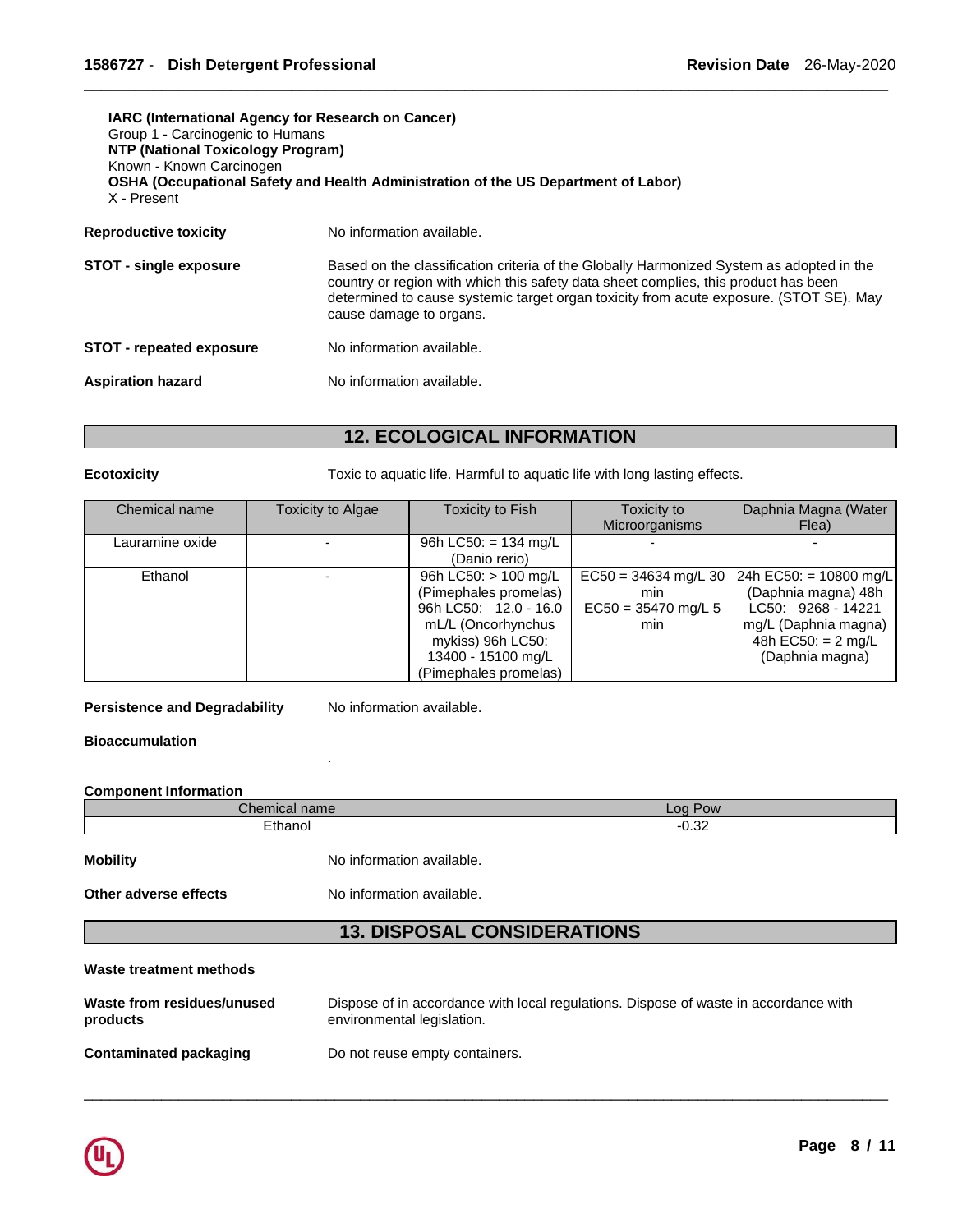**IARC (International Agency for Research on Cancer)**
Group 1 - Carcinogenic to Humans
**NTP (National Toxicology Program)**
Known - Known Carcinogen
**OSHA (Occupational Safety and Health Administration of the US Department of Labor)**
X - Present

**Reproductive toxicity** No information available.

**STOT - single exposure** Based on the classification criteria of the Globally Harmonized System as adopted in the country or region with which this safety data sheet complies, this product has been determined to cause systemic target organ toxicity from acute exposure. (STOT SE). May cause damage to organs.

**STOT - repeated exposure** No information available.

**Aspiration hazard** No information available.

## 12. ECOLOGICAL INFORMATION

**Ecotoxicity** Toxic to aquatic life. Harmful to aquatic life with long lasting effects.

| Chemical name | Toxicity to Algae | Toxicity to Fish | Toxicity to Microorganisms | Daphnia Magna (Water Flea) |
|---|---|---|---|---|
| Lauramine oxide | - | 96h LC50: = 134 mg/L (Danio rerio) | - | - |
| Ethanol | - | 96h LC50: > 100 mg/L (Pimephales promelas) 96h LC50: 12.0 - 16.0 mL/L (Oncorhynchus mykiss) 96h LC50: 13400 - 15100 mg/L (Pimephales promelas) | EC50 = 34634 mg/L 30 min EC50 = 35470 mg/L 5 min | 24h EC50: = 10800 mg/L (Daphnia magna) 48h LC50: 9268 - 14221 mg/L (Daphnia magna) 48h EC50: = 2 mg/L (Daphnia magna) |

**Persistence and Degradability** No information available.

**Bioaccumulation**

.

**Component Information**

| Chemical name | Log Pow |
|---|---|
| Ethanol | -0.32 |

**Mobility** No information available.

**Other adverse effects** No information available.

## 13. DISPOSAL CONSIDERATIONS

**Waste treatment methods**

**Waste from residues/unused products** Dispose of in accordance with local regulations. Dispose of waste in accordance with environmental legislation.

**Contaminated packaging** Do not reuse empty containers.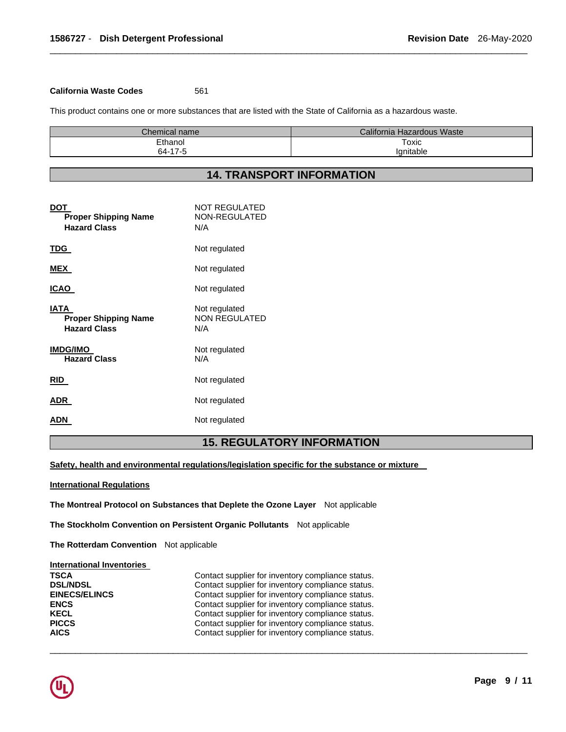**California Waste Codes** 561

This product contains one or more substances that are listed with the State of California as a hazardous waste.

| Chemical name | California Hazardous Waste |
| --- | --- |
| Ethanol<br>64-17-5 | Toxic<br>Ignitable |

## 14. TRANSPORT INFORMATION

**DOT** NOT REGULATED
**Proper Shipping Name** NON-REGULATED
**Hazard Class** N/A

**TDG** Not regulated

**MEX** Not regulated

**ICAO** Not regulated

**IATA** Not regulated
**Proper Shipping Name** NON REGULATED
**Hazard Class** N/A

**IMDG/IMO** Not regulated
**Hazard Class** N/A

**RID** Not regulated

**ADR** Not regulated

**ADN** Not regulated

## 15. REGULATORY INFORMATION

**Safety, health and environmental regulations/legislation specific for the substance or mixture**

**International Regulations**

**The Montreal Protocol on Substances that Deplete the Ozone Layer** Not applicable

**The Stockholm Convention on Persistent Organic Pollutants** Not applicable

**The Rotterdam Convention** Not applicable

**International Inventories**

**TSCA** Contact supplier for inventory compliance status.
**DSL/NDSL** Contact supplier for inventory compliance status.
**EINECS/ELINCS** Contact supplier for inventory compliance status.
**ENCS** Contact supplier for inventory compliance status.
**KECL** Contact supplier for inventory compliance status.
**PICCS** Contact supplier for inventory compliance status.
**AICS** Contact supplier for inventory compliance status.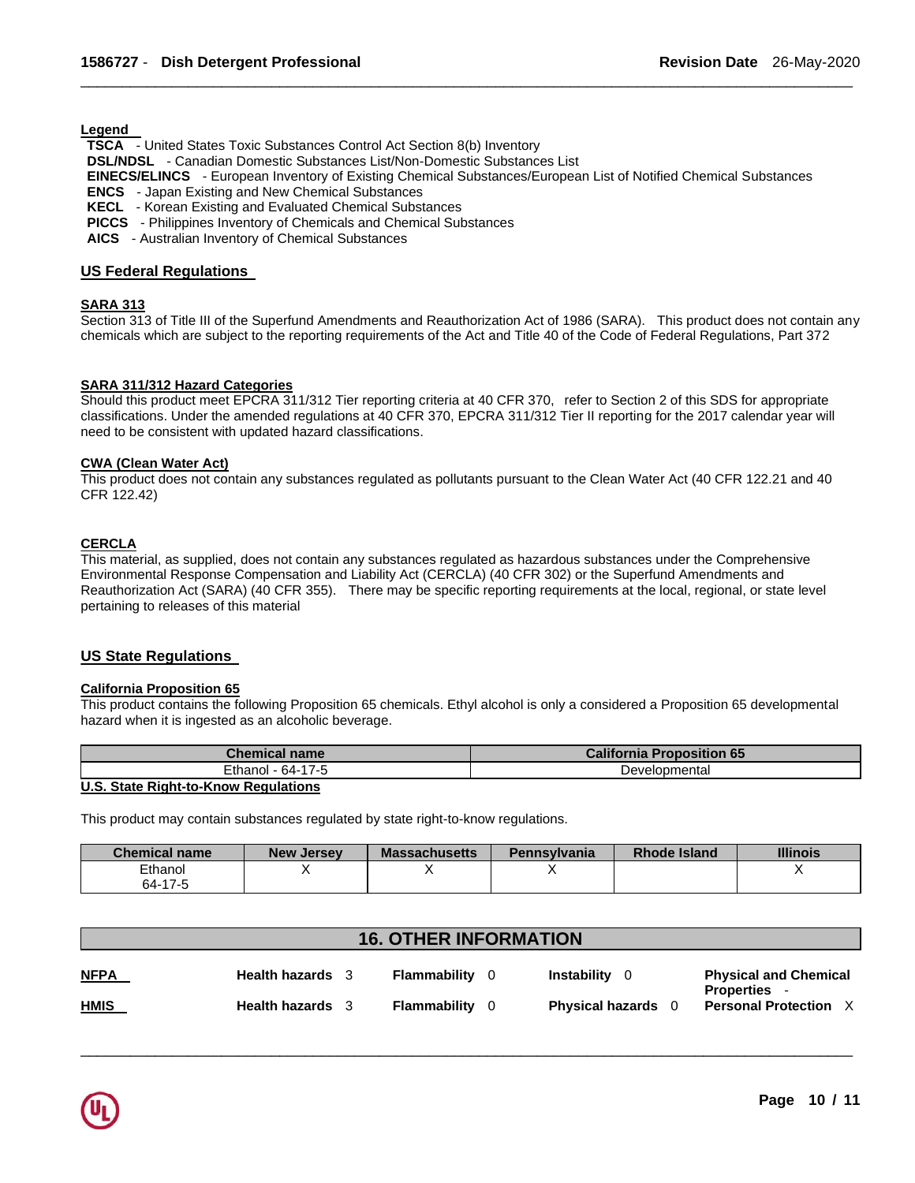**Legend**

**TSCA** - United States Toxic Substances Control Act Section 8(b) Inventory
**DSL/NDSL** - Canadian Domestic Substances List/Non-Domestic Substances List
**EINECS/ELINCS** - European Inventory of Existing Chemical Substances/European List of Notified Chemical Substances
**ENCS** - Japan Existing and New Chemical Substances
**KECL** - Korean Existing and Evaluated Chemical Substances
**PICCS** - Philippines Inventory of Chemicals and Chemical Substances
**AICS** - Australian Inventory of Chemical Substances

## US Federal Regulations

### SARA 313

Section 313 of Title III of the Superfund Amendments and Reauthorization Act of 1986 (SARA). This product does not contain any chemicals which are subject to the reporting requirements of the Act and Title 40 of the Code of Federal Regulations, Part 372

### SARA 311/312 Hazard Categories

Should this product meet EPCRA 311/312 Tier reporting criteria at 40 CFR 370, refer to Section 2 of this SDS for appropriate classifications. Under the amended regulations at 40 CFR 370, EPCRA 311/312 Tier II reporting for the 2017 calendar year will need to be consistent with updated hazard classifications.

### CWA (Clean Water Act)

This product does not contain any substances regulated as pollutants pursuant to the Clean Water Act (40 CFR 122.21 and 40 CFR 122.42)

### CERCLA

This material, as supplied, does not contain any substances regulated as hazardous substances under the Comprehensive Environmental Response Compensation and Liability Act (CERCLA) (40 CFR 302) or the Superfund Amendments and Reauthorization Act (SARA) (40 CFR 355). There may be specific reporting requirements at the local, regional, or state level pertaining to releases of this material

## US State Regulations

### California Proposition 65

This product contains the following Proposition 65 chemicals. Ethyl alcohol is only a considered a Proposition 65 developmental hazard when it is ingested as an alcoholic beverage.

| Chemical name | California Proposition 65 |
|---|---|
| Ethanol - 64-17-5 | Developmental |

### U.S. State Right-to-Know Regulations

This product may contain substances regulated by state right-to-know regulations.

| Chemical name | New Jersey | Massachusetts | Pennsylvania | Rhode Island | Illinois |
|---|---|---|---|---|---|
| Ethanol 64-17-5 | X | X | X | | X |

## 16. OTHER INFORMATION

| | | | | |
|---|---|---|---|---|
| **NFPA** | **Health hazards** 3 | **Flammability** 0 | **Instability** 0 | **Physical and Chemical Properties** - |
| **HMIS** | **Health hazards** 3 | **Flammability** 0 | **Physical hazards** 0 | **Personal Protection** X |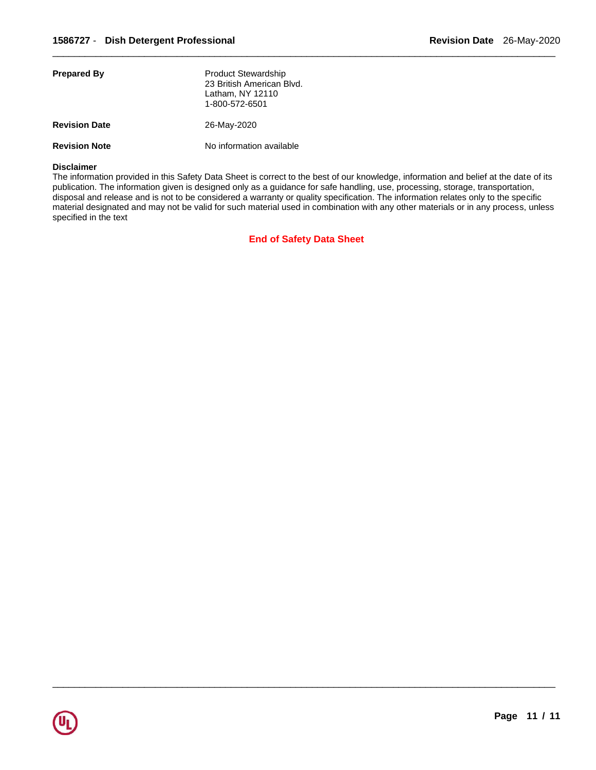| | |
|---|---|
| **Prepared By** | Product Stewardship<br>23 British American Blvd.<br>Latham, NY 12110<br>1-800-572-6501 |
| **Revision Date** | 26-May-2020 |
| **Revision Note** | No information available |

**Disclaimer**

The information provided in this Safety Data Sheet is correct to the best of our knowledge, information and belief at the date of its publication. The information given is designed only as a guidance for safe handling, use, processing, storage, transportation, disposal and release and is not to be considered a warranty or quality specification. The information relates only to the specific material designated and may not be valid for such material used in combination with any other materials or in any process, unless specified in the text

**End of Safety Data Sheet**